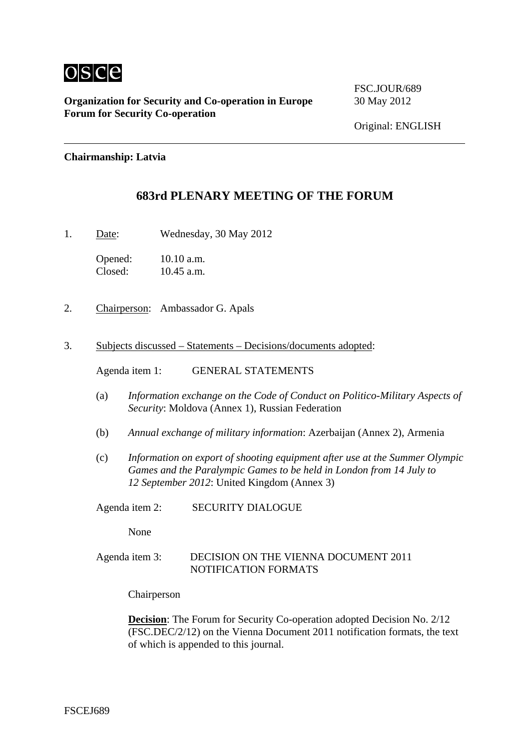osce

**Organization for Security and Co-operation in Europe**
**Forum for Security Co-operation**

FSC.JOUR/689
30 May 2012

Original: ENGLISH

**Chairmanship: Latvia**

# 683rd PLENARY MEETING OF THE FORUM

1. Date: Wednesday, 30 May 2012

   Opened: 10.10 a.m.
   Closed: 10.45 a.m.

2. Chairperson: Ambassador G. Apals

3. Subjects discussed – Statements – Decisions/documents adopted:

   Agenda item 1: GENERAL STATEMENTS

   (a) *Information exchange on the Code of Conduct on Politico-Military Aspects of Security*: Moldova (Annex 1), Russian Federation

   (b) *Annual exchange of military information*: Azerbaijan (Annex 2), Armenia

   (c) *Information on export of shooting equipment after use at the Summer Olympic Games and the Paralympic Games to be held in London from 14 July to 12 September 2012*: United Kingdom (Annex 3)

   Agenda item 2: SECURITY DIALOGUE

   None

   Agenda item 3: DECISION ON THE VIENNA DOCUMENT 2011 NOTIFICATION FORMATS

   Chairperson

   **Decision**: The Forum for Security Co-operation adopted Decision No. 2/12 (FSC.DEC/2/12) on the Vienna Document 2011 notification formats, the text of which is appended to this journal.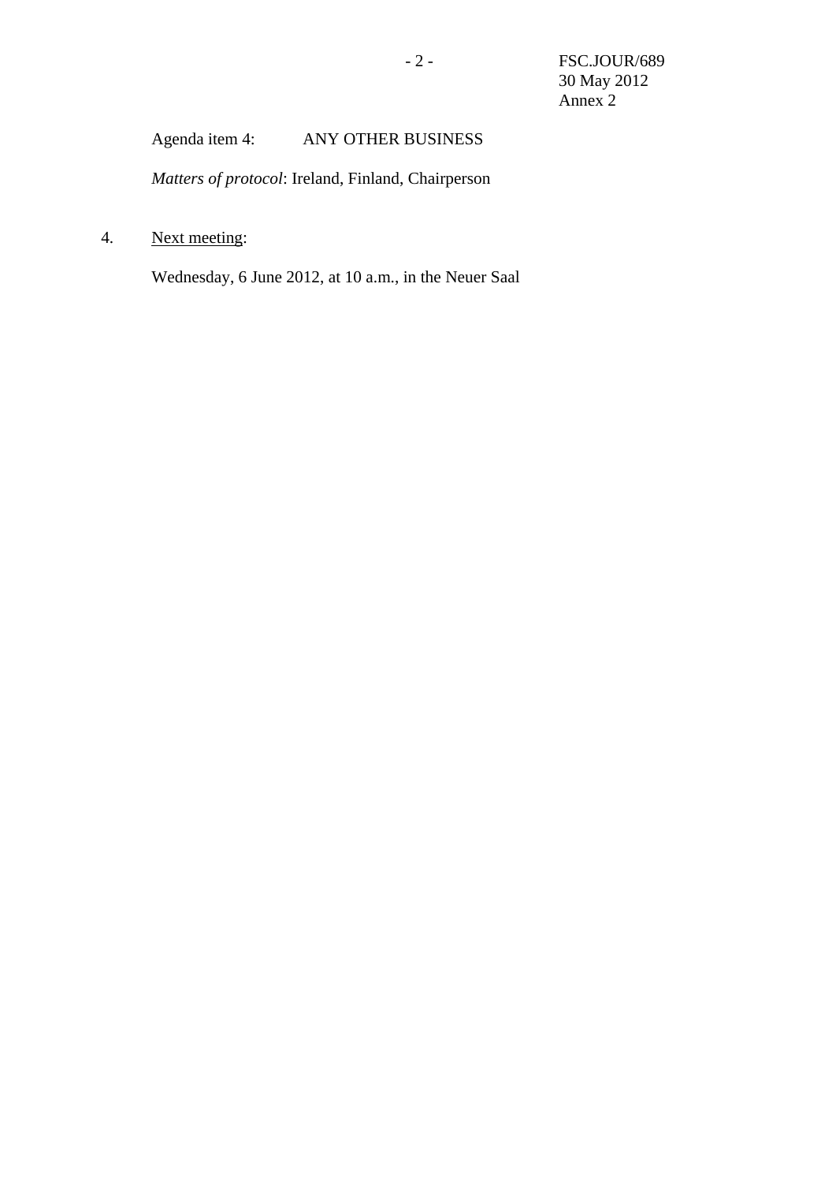Agenda item 4: ANY OTHER BUSINESS

*Matters of protocol*: Ireland, Finland, Chairperson

4. Next meeting:

Wednesday, 6 June 2012, at 10 a.m., in the Neuer Saal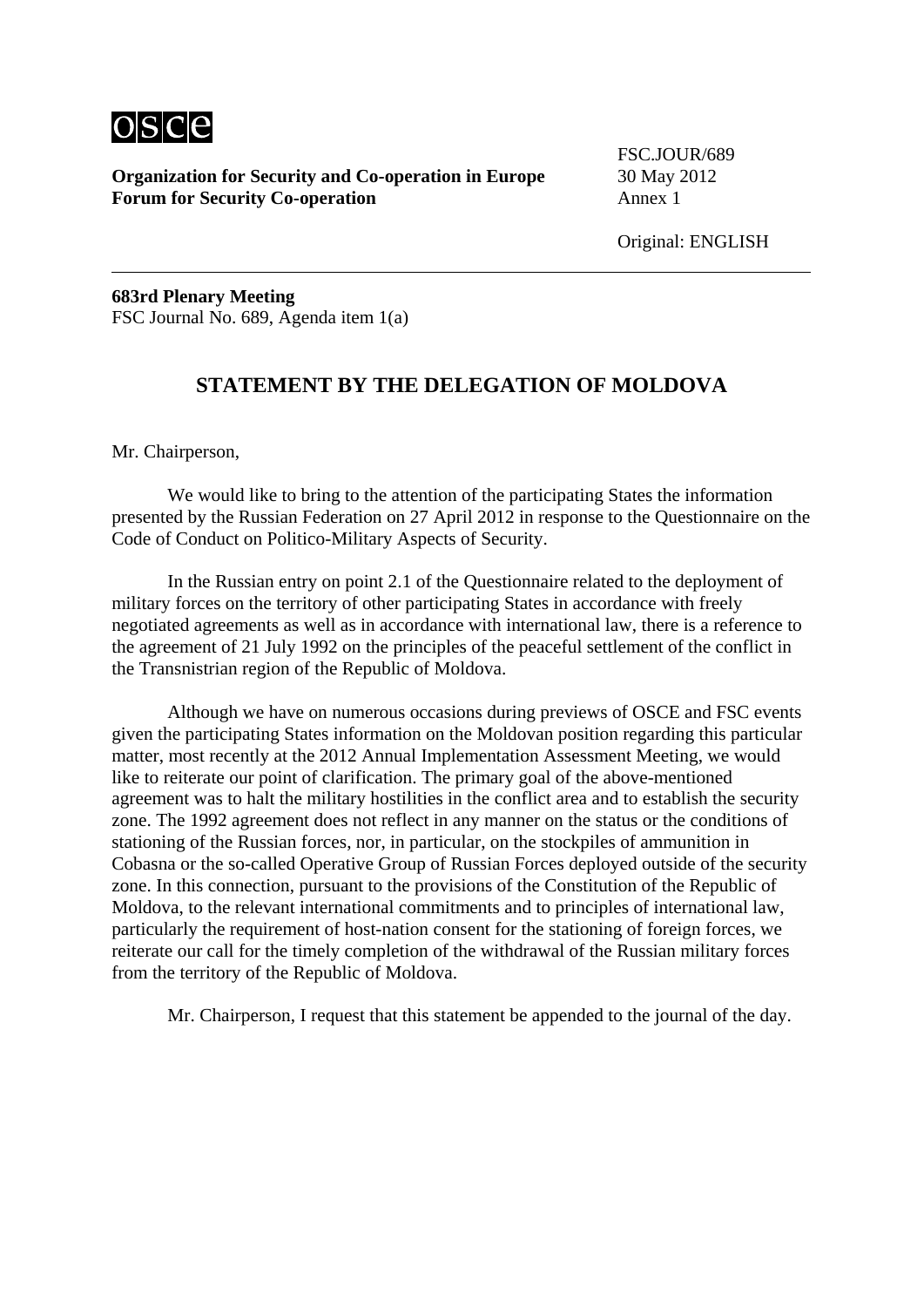**Organization for Security and Co-operation in Europe**
**Forum for Security Co-operation**

FSC.JOUR/689
30 May 2012
Annex 1

Original: ENGLISH

**683rd Plenary Meeting**
FSC Journal No. 689, Agenda item 1(a)

## STATEMENT BY THE DELEGATION OF MOLDOVA

Mr. Chairperson,

We would like to bring to the attention of the participating States the information presented by the Russian Federation on 27 April 2012 in response to the Questionnaire on the Code of Conduct on Politico-Military Aspects of Security.

In the Russian entry on point 2.1 of the Questionnaire related to the deployment of military forces on the territory of other participating States in accordance with freely negotiated agreements as well as in accordance with international law, there is a reference to the agreement of 21 July 1992 on the principles of the peaceful settlement of the conflict in the Transnistrian region of the Republic of Moldova.

Although we have on numerous occasions during previews of OSCE and FSC events given the participating States information on the Moldovan position regarding this particular matter, most recently at the 2012 Annual Implementation Assessment Meeting, we would like to reiterate our point of clarification. The primary goal of the above-mentioned agreement was to halt the military hostilities in the conflict area and to establish the security zone. The 1992 agreement does not reflect in any manner on the status or the conditions of stationing of the Russian forces, nor, in particular, on the stockpiles of ammunition in Cobasna or the so-called Operative Group of Russian Forces deployed outside of the security zone. In this connection, pursuant to the provisions of the Constitution of the Republic of Moldova, to the relevant international commitments and to principles of international law, particularly the requirement of host-nation consent for the stationing of foreign forces, we reiterate our call for the timely completion of the withdrawal of the Russian military forces from the territory of the Republic of Moldova.

Mr. Chairperson, I request that this statement be appended to the journal of the day.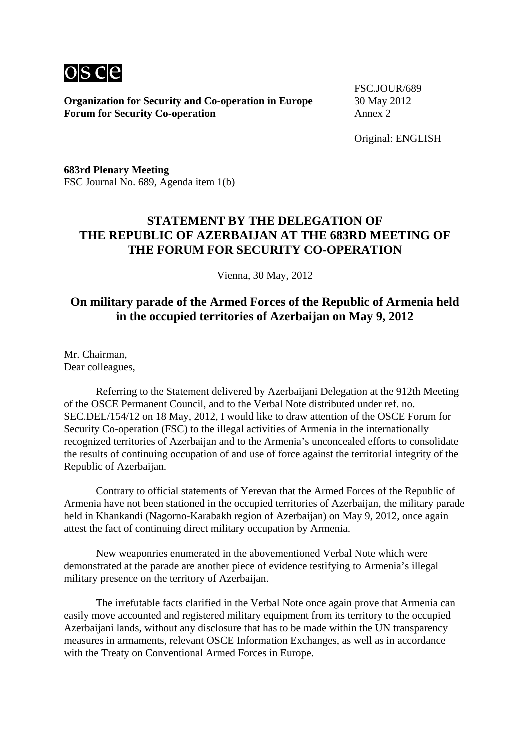**Organization for Security and Co-operation in Europe**
**Forum for Security Co-operation**

FSC.JOUR/689
30 May 2012
Annex 2

Original: ENGLISH

**683rd Plenary Meeting**
FSC Journal No. 689, Agenda item 1(b)

## STATEMENT BY THE DELEGATION OF THE REPUBLIC OF AZERBAIJAN AT THE 683RD MEETING OF THE FORUM FOR SECURITY CO-OPERATION

Vienna, 30 May, 2012

## On military parade of the Armed Forces of the Republic of Armenia held in the occupied territories of Azerbaijan on May 9, 2012

Mr. Chairman,
Dear colleagues,

Referring to the Statement delivered by Azerbaijani Delegation at the 912th Meeting of the OSCE Permanent Council, and to the Verbal Note distributed under ref. no. SEC.DEL/154/12 on 18 May, 2012, I would like to draw attention of the OSCE Forum for Security Co-operation (FSC) to the illegal activities of Armenia in the internationally recognized territories of Azerbaijan and to the Armenia's unconcealed efforts to consolidate the results of continuing occupation of and use of force against the territorial integrity of the Republic of Azerbaijan.

Contrary to official statements of Yerevan that the Armed Forces of the Republic of Armenia have not been stationed in the occupied territories of Azerbaijan, the military parade held in Khankandi (Nagorno-Karabakh region of Azerbaijan) on May 9, 2012, once again attest the fact of continuing direct military occupation by Armenia.

New weaponries enumerated in the abovementioned Verbal Note which were demonstrated at the parade are another piece of evidence testifying to Armenia's illegal military presence on the territory of Azerbaijan.

The irrefutable facts clarified in the Verbal Note once again prove that Armenia can easily move accounted and registered military equipment from its territory to the occupied Azerbaijani lands, without any disclosure that has to be made within the UN transparency measures in armaments, relevant OSCE Information Exchanges, as well as in accordance with the Treaty on Conventional Armed Forces in Europe.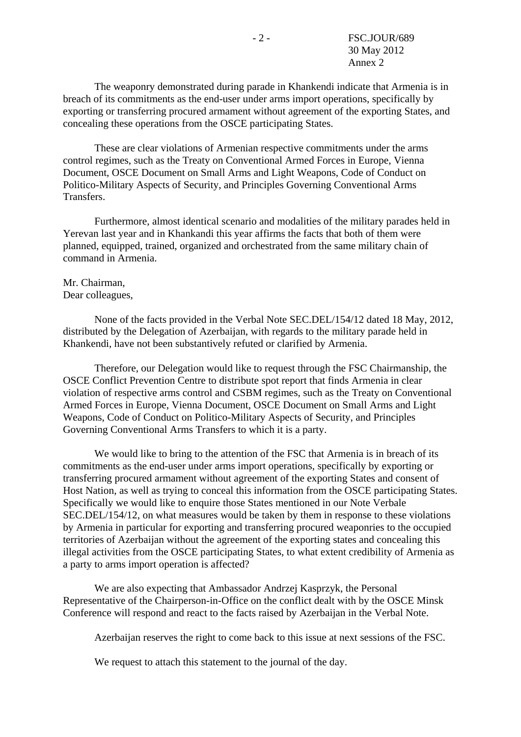The weaponry demonstrated during parade in Khankendi indicate that Armenia is in breach of its commitments as the end-user under arms import operations, specifically by exporting or transferring procured armament without agreement of the exporting States, and concealing these operations from the OSCE participating States.

These are clear violations of Armenian respective commitments under the arms control regimes, such as the Treaty on Conventional Armed Forces in Europe, Vienna Document, OSCE Document on Small Arms and Light Weapons, Code of Conduct on Politico-Military Aspects of Security, and Principles Governing Conventional Arms Transfers.

Furthermore, almost identical scenario and modalities of the military parades held in Yerevan last year and in Khankandi this year affirms the facts that both of them were planned, equipped, trained, organized and orchestrated from the same military chain of command in Armenia.

Mr. Chairman,
Dear colleagues,

None of the facts provided in the Verbal Note SEC.DEL/154/12 dated 18 May, 2012, distributed by the Delegation of Azerbaijan, with regards to the military parade held in Khankendi, have not been substantively refuted or clarified by Armenia.

Therefore, our Delegation would like to request through the FSC Chairmanship, the OSCE Conflict Prevention Centre to distribute spot report that finds Armenia in clear violation of respective arms control and CSBM regimes, such as the Treaty on Conventional Armed Forces in Europe, Vienna Document, OSCE Document on Small Arms and Light Weapons, Code of Conduct on Politico-Military Aspects of Security, and Principles Governing Conventional Arms Transfers to which it is a party.

We would like to bring to the attention of the FSC that Armenia is in breach of its commitments as the end-user under arms import operations, specifically by exporting or transferring procured armament without agreement of the exporting States and consent of Host Nation, as well as trying to conceal this information from the OSCE participating States. Specifically we would like to enquire those States mentioned in our Note Verbale SEC.DEL/154/12, on what measures would be taken by them in response to these violations by Armenia in particular for exporting and transferring procured weaponries to the occupied territories of Azerbaijan without the agreement of the exporting states and concealing this illegal activities from the OSCE participating States, to what extent credibility of Armenia as a party to arms import operation is affected?

We are also expecting that Ambassador Andrzej Kasprzyk, the Personal Representative of the Chairperson-in-Office on the conflict dealt with by the OSCE Minsk Conference will respond and react to the facts raised by Azerbaijan in the Verbal Note.

Azerbaijan reserves the right to come back to this issue at next sessions of the FSC.

We request to attach this statement to the journal of the day.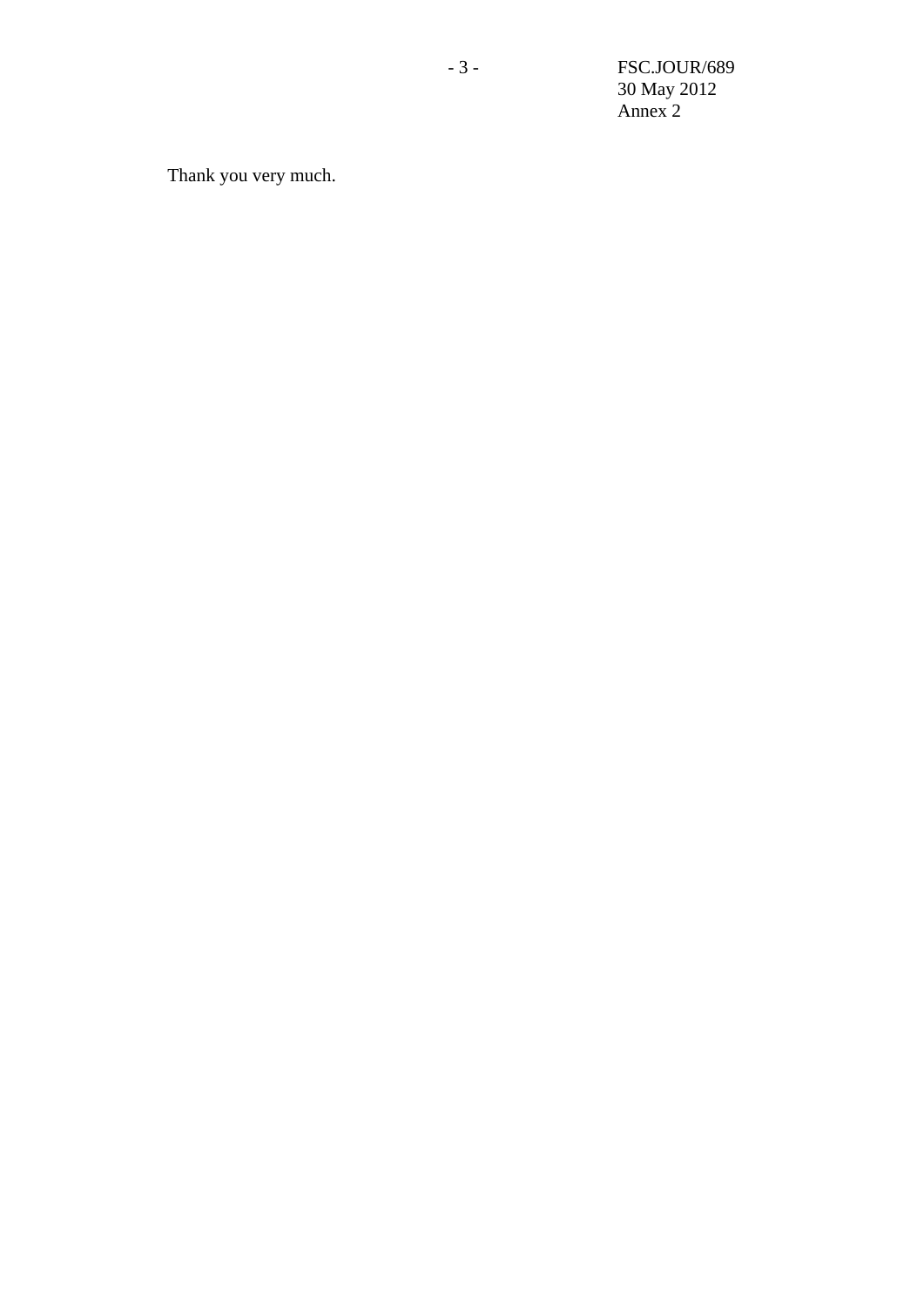Thank you very much.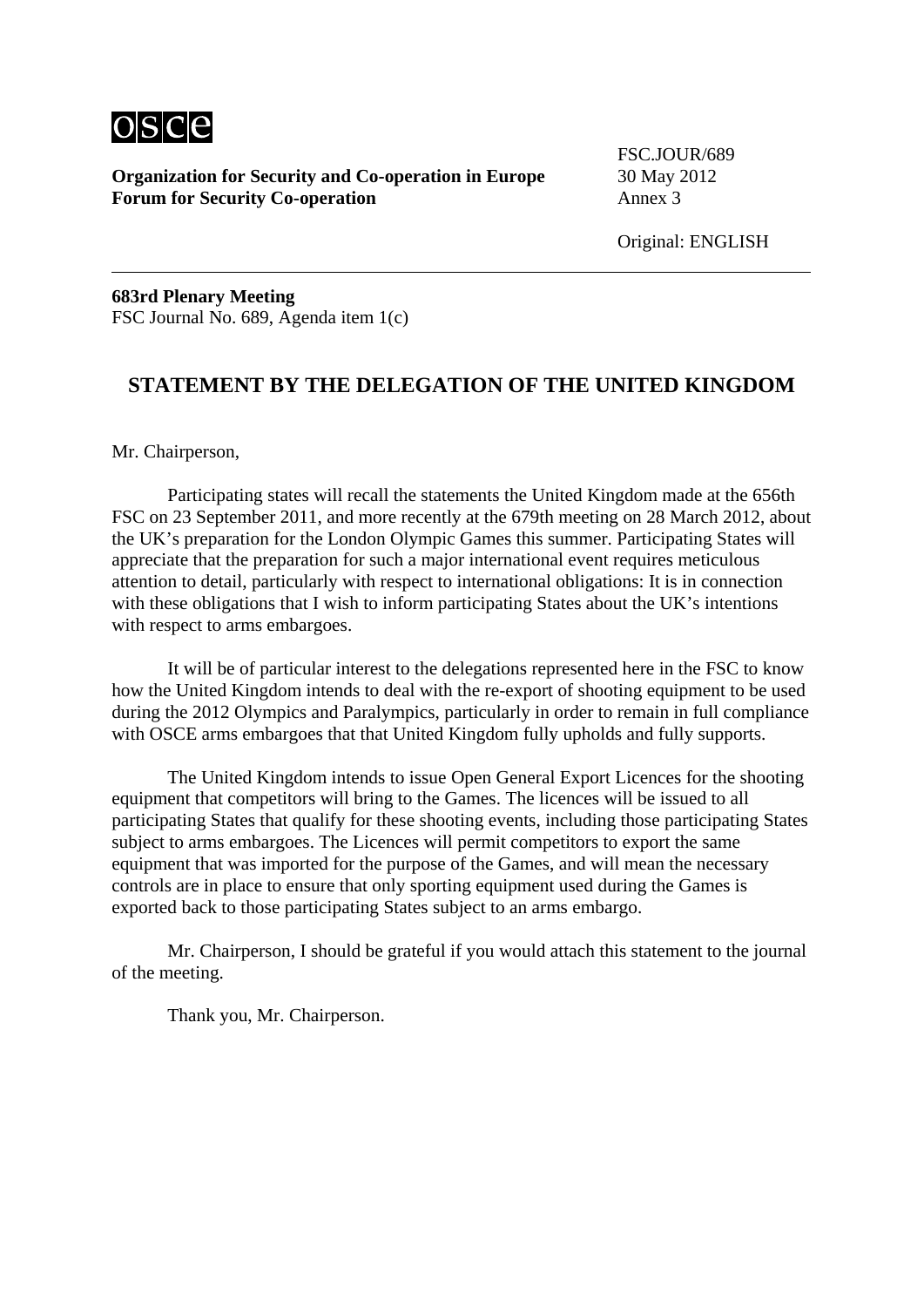osce

**Organization for Security and Co-operation in Europe**
**Forum for Security Co-operation**

FSC.JOUR/689
30 May 2012
Annex 3

Original: ENGLISH

**683rd Plenary Meeting**
FSC Journal No. 689, Agenda item 1(c)

## STATEMENT BY THE DELEGATION OF THE UNITED KINGDOM

Mr. Chairperson,

Participating states will recall the statements the United Kingdom made at the 656th FSC on 23 September 2011, and more recently at the 679th meeting on 28 March 2012, about the UK's preparation for the London Olympic Games this summer. Participating States will appreciate that the preparation for such a major international event requires meticulous attention to detail, particularly with respect to international obligations: It is in connection with these obligations that I wish to inform participating States about the UK's intentions with respect to arms embargoes.

It will be of particular interest to the delegations represented here in the FSC to know how the United Kingdom intends to deal with the re-export of shooting equipment to be used during the 2012 Olympics and Paralympics, particularly in order to remain in full compliance with OSCE arms embargoes that that United Kingdom fully upholds and fully supports.

The United Kingdom intends to issue Open General Export Licences for the shooting equipment that competitors will bring to the Games. The licences will be issued to all participating States that qualify for these shooting events, including those participating States subject to arms embargoes. The Licences will permit competitors to export the same equipment that was imported for the purpose of the Games, and will mean the necessary controls are in place to ensure that only sporting equipment used during the Games is exported back to those participating States subject to an arms embargo.

Mr. Chairperson, I should be grateful if you would attach this statement to the journal of the meeting.

Thank you, Mr. Chairperson.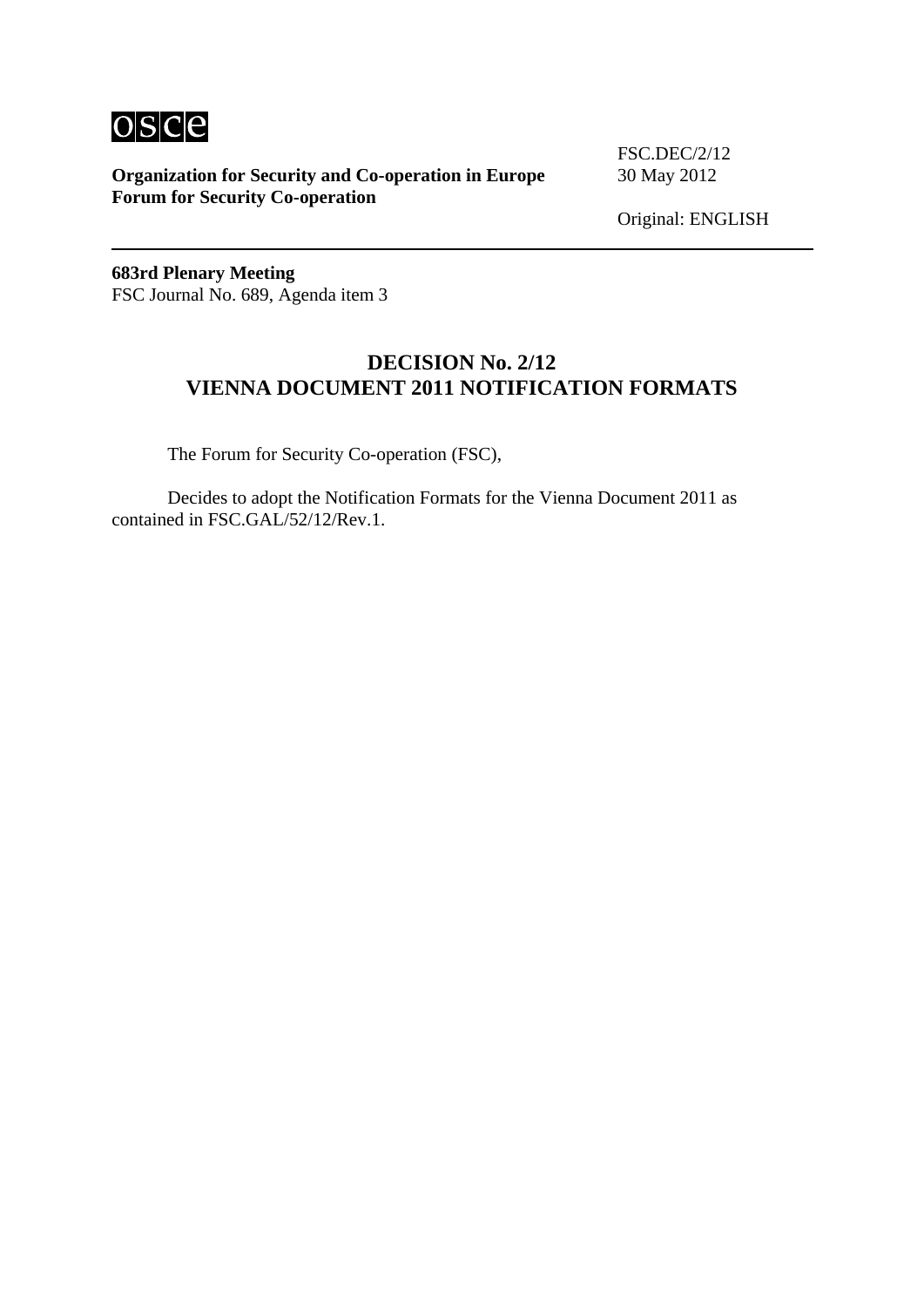osce

**Organization for Security and Co-operation in Europe**
**Forum for Security Co-operation**

FSC.DEC/2/12
30 May 2012

Original: ENGLISH

---

**683rd Plenary Meeting**
FSC Journal No. 689, Agenda item 3

## DECISION No. 2/12
## VIENNA DOCUMENT 2011 NOTIFICATION FORMATS

The Forum for Security Co-operation (FSC),

Decides to adopt the Notification Formats for the Vienna Document 2011 as contained in FSC.GAL/52/12/Rev.1.